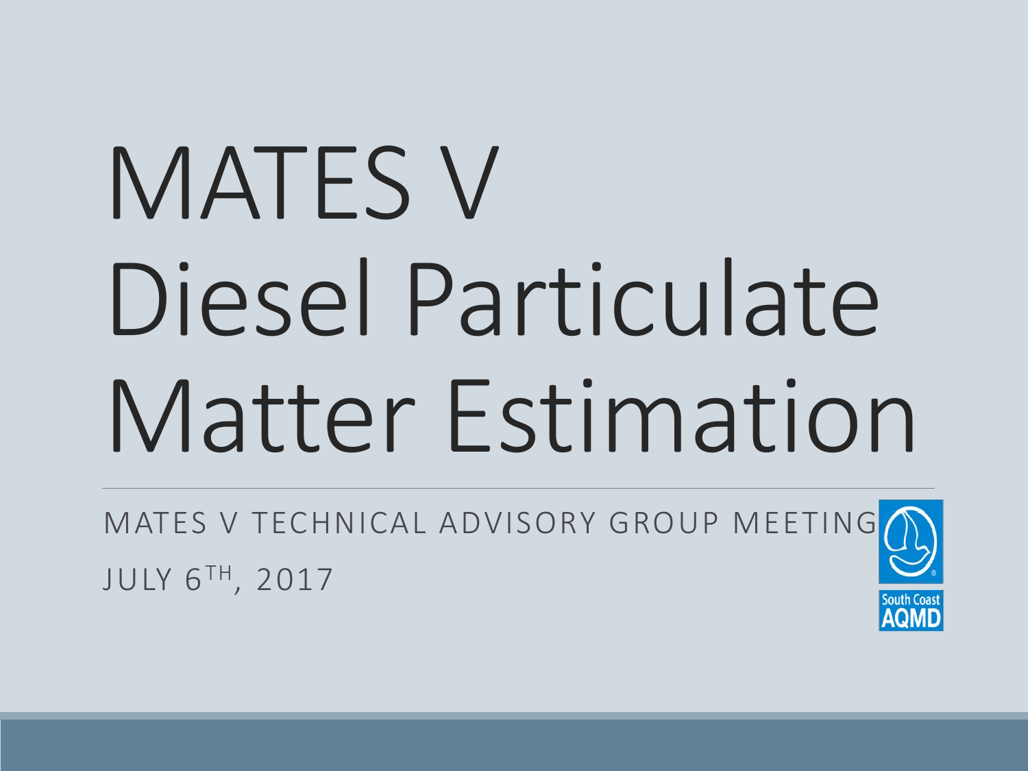# MATES V Diesel Particulate Matter Estimation

MATES V TECHNICAL ADVISORY GROUP MEETING

JULY 6TH, 2017

South Coast AQMD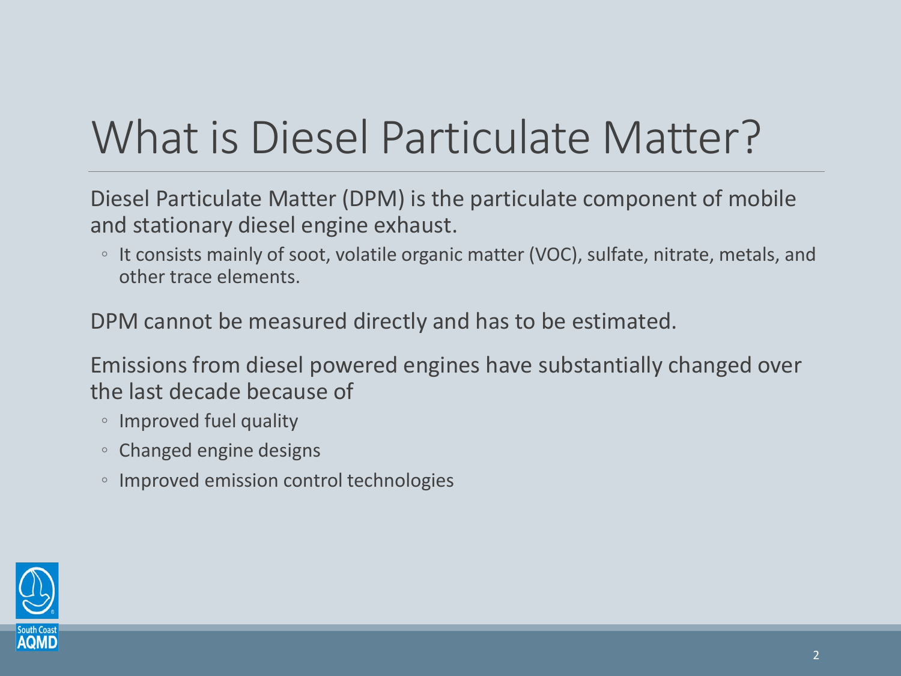# What is Diesel Particulate Matter?

Diesel Particulate Matter (DPM) is the particulate component of mobile and stationary diesel engine exhaust.

- It consists mainly of soot, volatile organic matter (VOC), sulfate, nitrate, metals, and other trace elements.

DPM cannot be measured directly and has to be estimated.

Emissions from diesel powered engines have substantially changed over the last decade because of

- Improved fuel quality
- Changed engine designs
- Improved emission control technologies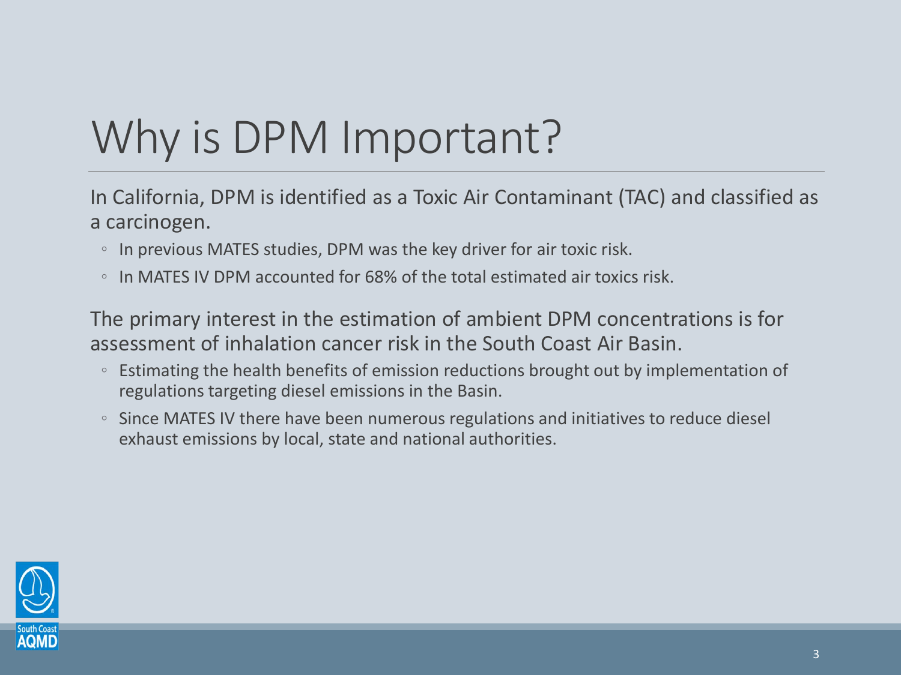# Why is DPM Important?

In California, DPM is identified as a Toxic Air Contaminant (TAC) and classified as a carcinogen.

- In previous MATES studies, DPM was the key driver for air toxic risk.
- In MATES IV DPM accounted for 68% of the total estimated air toxics risk.

The primary interest in the estimation of ambient DPM concentrations is for assessment of inhalation cancer risk in the South Coast Air Basin.

- Estimating the health benefits of emission reductions brought out by implementation of regulations targeting diesel emissions in the Basin.
- Since MATES IV there have been numerous regulations and initiatives to reduce diesel exhaust emissions by local, state and national authorities.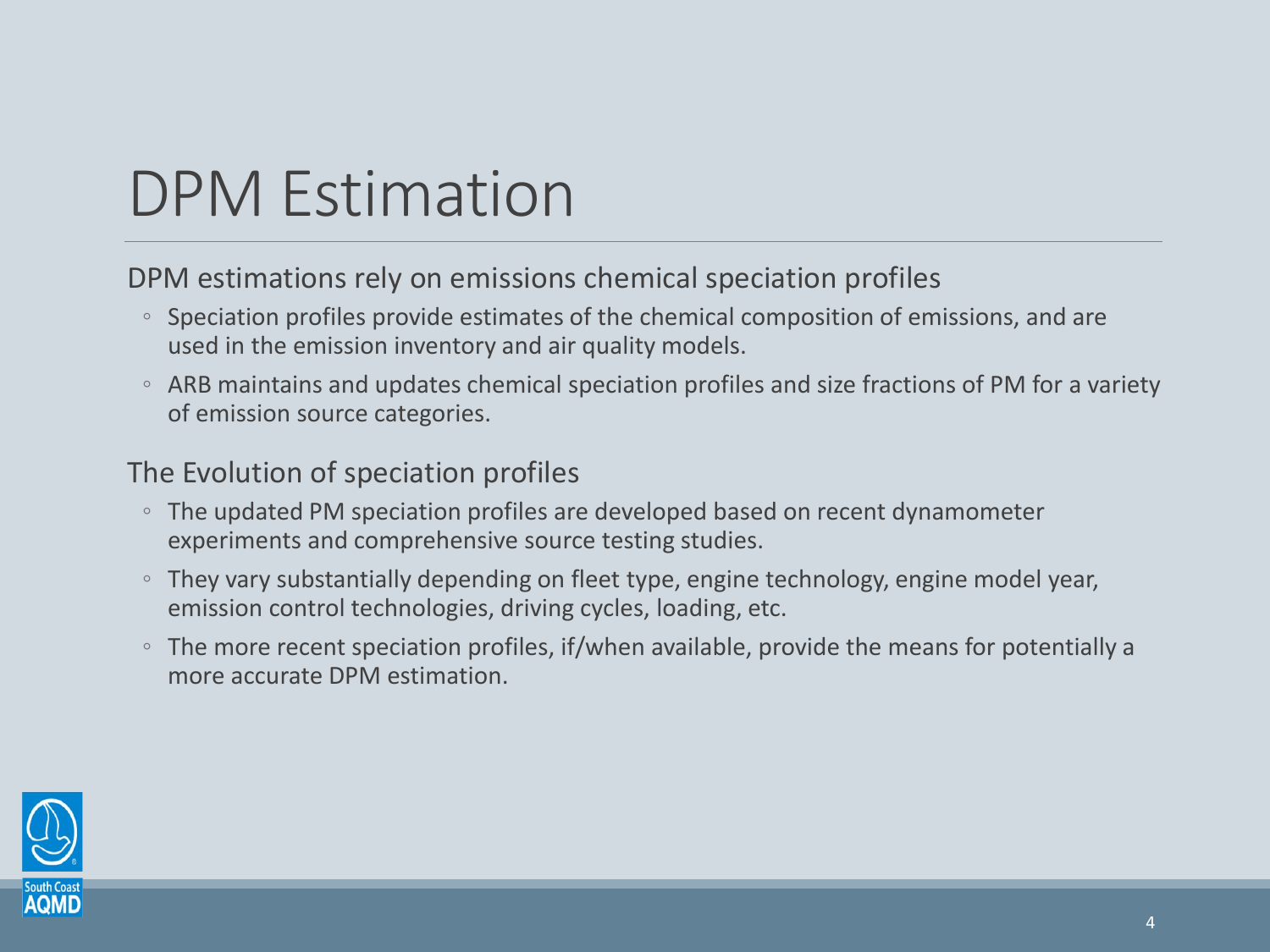# DPM Estimation

DPM estimations rely on emissions chemical speciation profiles

- Speciation profiles provide estimates of the chemical composition of emissions, and are used in the emission inventory and air quality models.
- ARB maintains and updates chemical speciation profiles and size fractions of PM for a variety of emission source categories.

The Evolution of speciation profiles

- The updated PM speciation profiles are developed based on recent dynamometer experiments and comprehensive source testing studies.
- They vary substantially depending on fleet type, engine technology, engine model year, emission control technologies, driving cycles, loading, etc.
- The more recent speciation profiles, if/when available, provide the means for potentially a more accurate DPM estimation.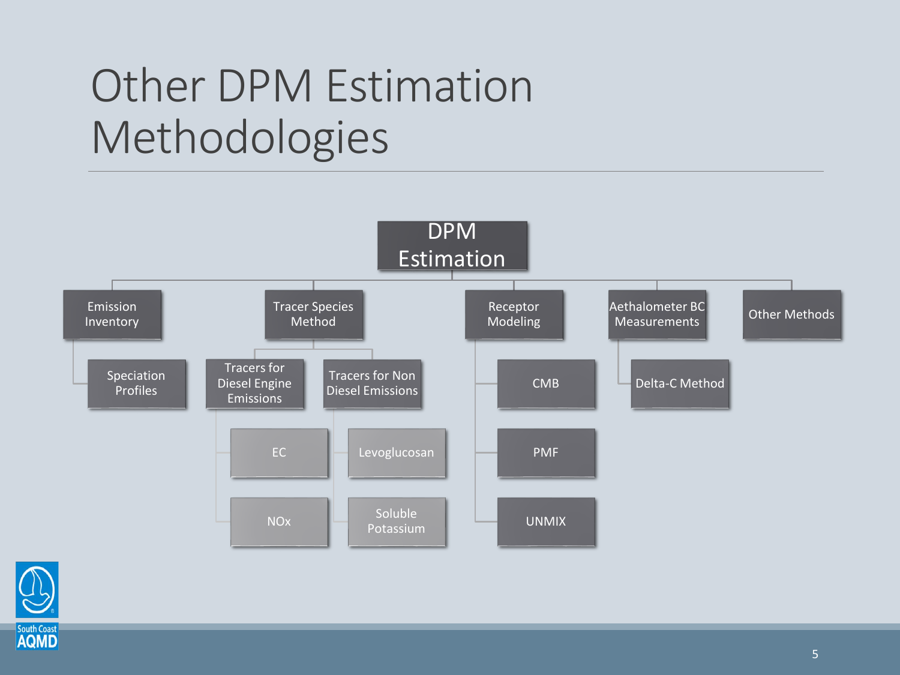# Other DPM Estimation Methodologies

- DPM Estimation
  - Emission Inventory
    - Speciation Profiles
  - Tracer Species Method
    - Tracers for Diesel Engine Emissions
      - EC
      - NOx
    - Tracers for Non Diesel Emissions
      - Levoglucosan
      - Soluble Potassium
  - Receptor Modeling
    - CMB
    - PMF
    - UNMIX
  - Aethalometer BC Measurements
    - Delta-C Method
  - Other Methods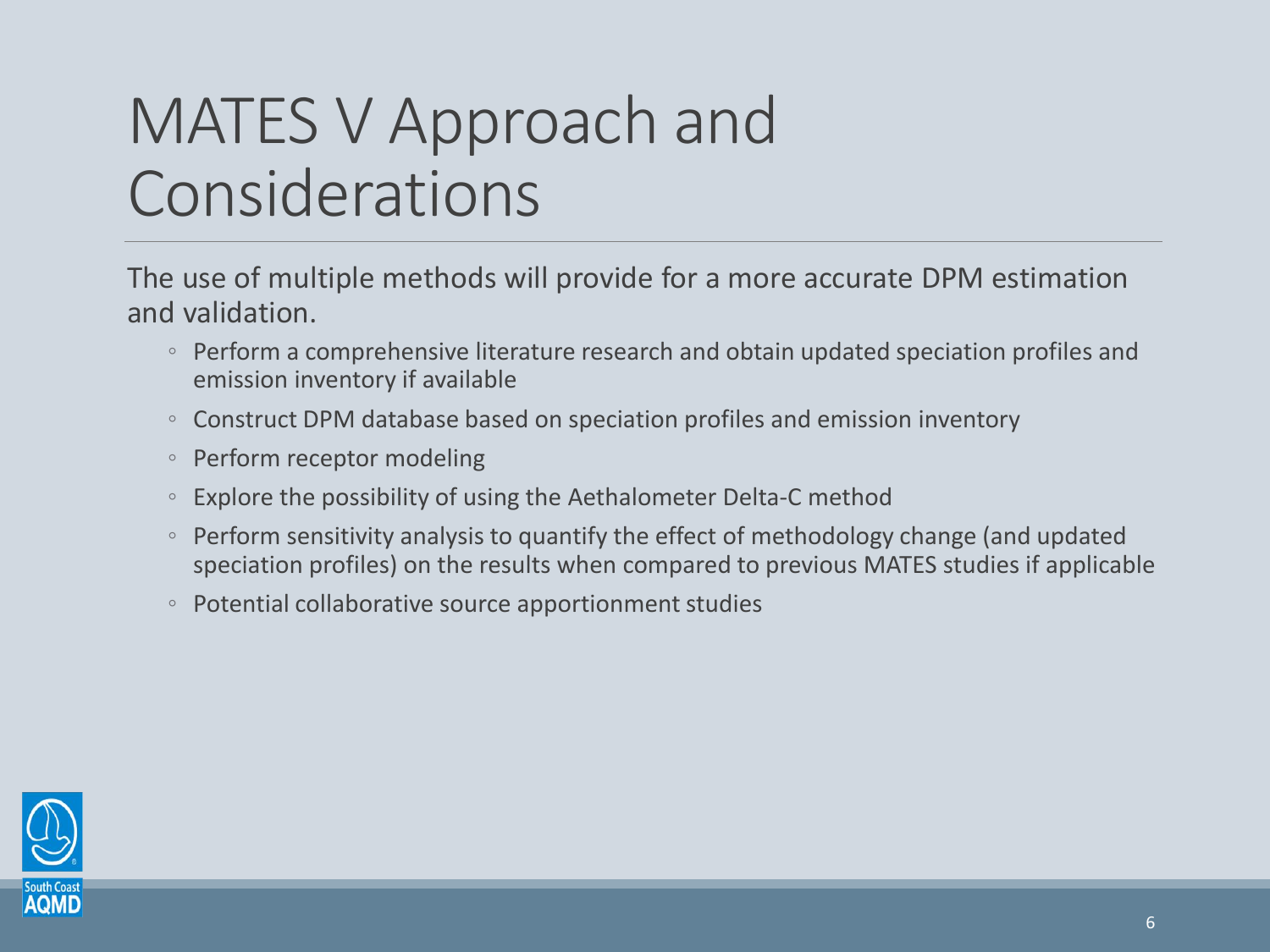# MATES V Approach and Considerations

The use of multiple methods will provide for a more accurate DPM estimation and validation.

- Perform a comprehensive literature research and obtain updated speciation profiles and emission inventory if available
- Construct DPM database based on speciation profiles and emission inventory
- Perform receptor modeling
- Explore the possibility of using the Aethalometer Delta-C method
- Perform sensitivity analysis to quantify the effect of methodology change (and updated speciation profiles) on the results when compared to previous MATES studies if applicable
- Potential collaborative source apportionment studies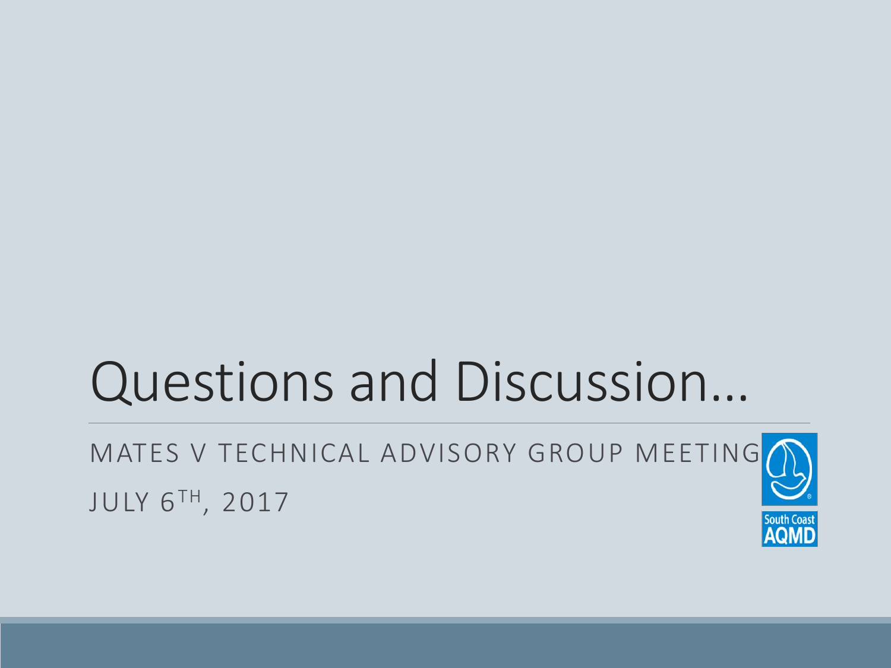# Questions and Discussion…

MATES V TECHNICAL ADVISORY GROUP MEETING

JULY 6TH, 2017